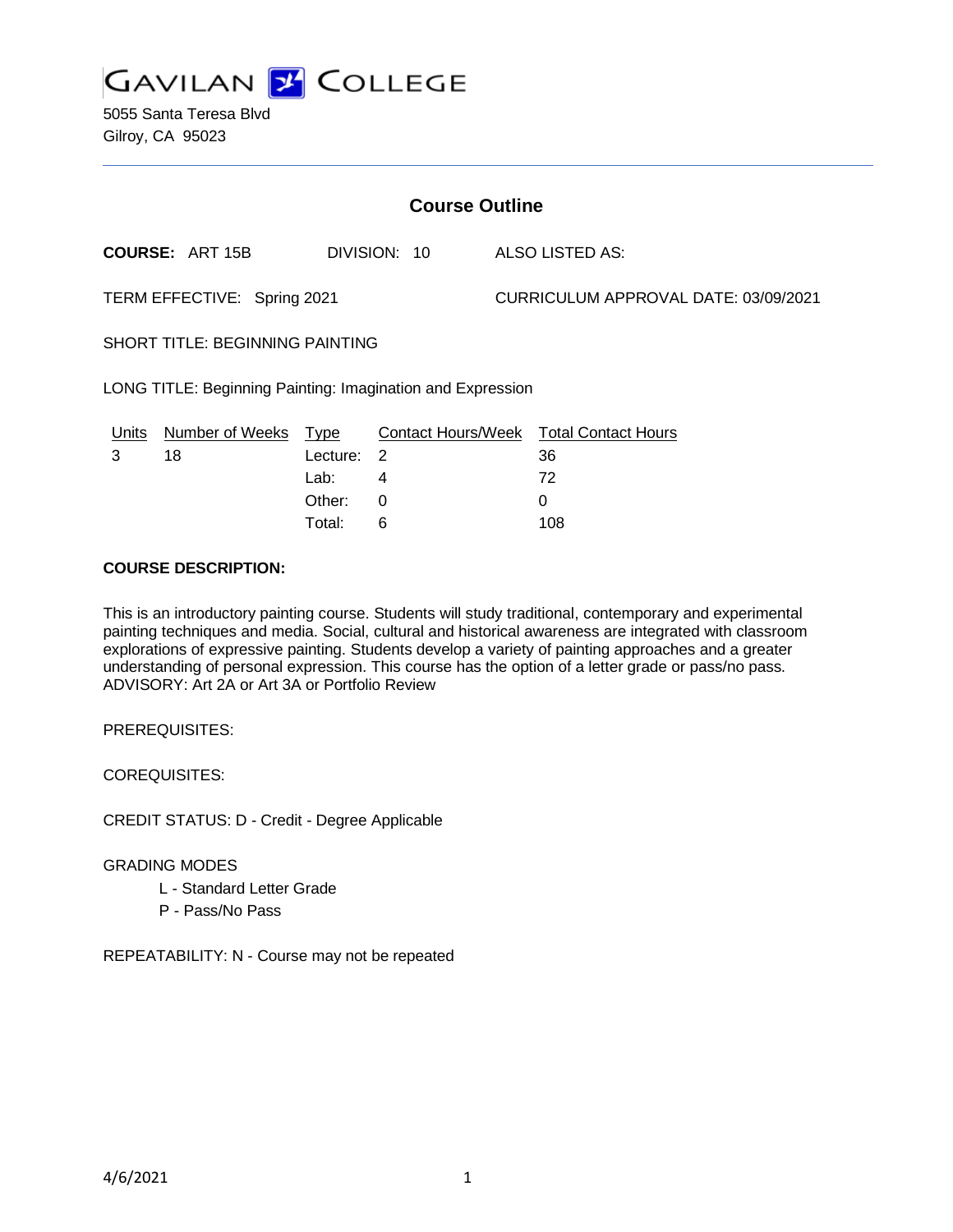GAVILAN COLLEGE

5055 Santa Teresa Blvd
Gilroy, CA 95023

## Course Outline

**COURSE:** ART 15B DIVISION: 10 ALSO LISTED AS:

TERM EFFECTIVE: Spring 2021 CURRICULUM APPROVAL DATE: 03/09/2021

SHORT TITLE: BEGINNING PAINTING

LONG TITLE: Beginning Painting: Imagination and Expression

| Units | Number of Weeks | Type | Contact Hours/Week | Total Contact Hours |
|---|---|---|---|---|
| 3 | 18 | Lecture: | 2 | 36 |
| | | Lab: | 4 | 72 |
| | | Other: | 0 | 0 |
| | | Total: | 6 | 108 |

**COURSE DESCRIPTION:**

This is an introductory painting course. Students will study traditional, contemporary and experimental painting techniques and media. Social, cultural and historical awareness are integrated with classroom explorations of expressive painting. Students develop a variety of painting approaches and a greater understanding of personal expression. This course has the option of a letter grade or pass/no pass. ADVISORY: Art 2A or Art 3A or Portfolio Review

PREREQUISITES:

COREQUISITES:

CREDIT STATUS: D - Credit - Degree Applicable

GRADING MODES

- L - Standard Letter Grade
- P - Pass/No Pass

REPEATABILITY: N - Course may not be repeated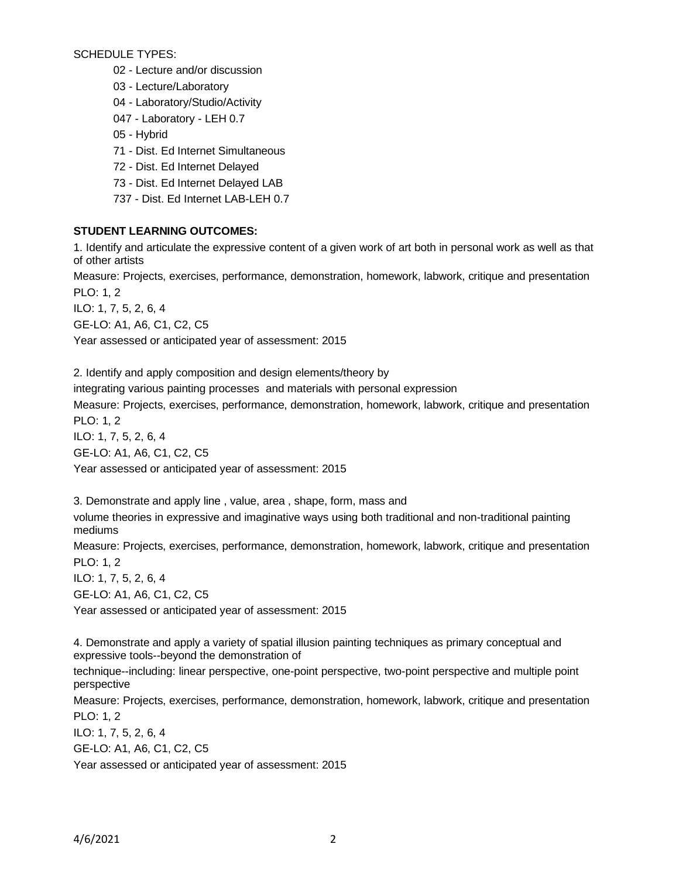SCHEDULE TYPES:

- 02 - Lecture and/or discussion
- 03 - Lecture/Laboratory
- 04 - Laboratory/Studio/Activity
- 047 - Laboratory - LEH 0.7
- 05 - Hybrid
- 71 - Dist. Ed Internet Simultaneous
- 72 - Dist. Ed Internet Delayed
- 73 - Dist. Ed Internet Delayed LAB
- 737 - Dist. Ed Internet LAB-LEH 0.7

**STUDENT LEARNING OUTCOMES:**

1. Identify and articulate the expressive content of a given work of art both in personal work as well as that of other artists

Measure: Projects, exercises, performance, demonstration, homework, labwork, critique and presentation

PLO: 1, 2

ILO: 1, 7, 5, 2, 6, 4

GE-LO: A1, A6, C1, C2, C5

Year assessed or anticipated year of assessment: 2015

2. Identify and apply composition and design elements/theory by integrating various painting processes and materials with personal expression

Measure: Projects, exercises, performance, demonstration, homework, labwork, critique and presentation

PLO: 1, 2

ILO: 1, 7, 5, 2, 6, 4

GE-LO: A1, A6, C1, C2, C5

Year assessed or anticipated year of assessment: 2015

3. Demonstrate and apply line , value, area , shape, form, mass and volume theories in expressive and imaginative ways using both traditional and non-traditional painting mediums

Measure: Projects, exercises, performance, demonstration, homework, labwork, critique and presentation

PLO: 1, 2

ILO: 1, 7, 5, 2, 6, 4

GE-LO: A1, A6, C1, C2, C5

Year assessed or anticipated year of assessment: 2015

4. Demonstrate and apply a variety of spatial illusion painting techniques as primary conceptual and expressive tools--beyond the demonstration of technique--including: linear perspective, one-point perspective, two-point perspective and multiple point perspective

Measure: Projects, exercises, performance, demonstration, homework, labwork, critique and presentation

PLO: 1, 2

ILO: 1, 7, 5, 2, 6, 4

GE-LO: A1, A6, C1, C2, C5

Year assessed or anticipated year of assessment: 2015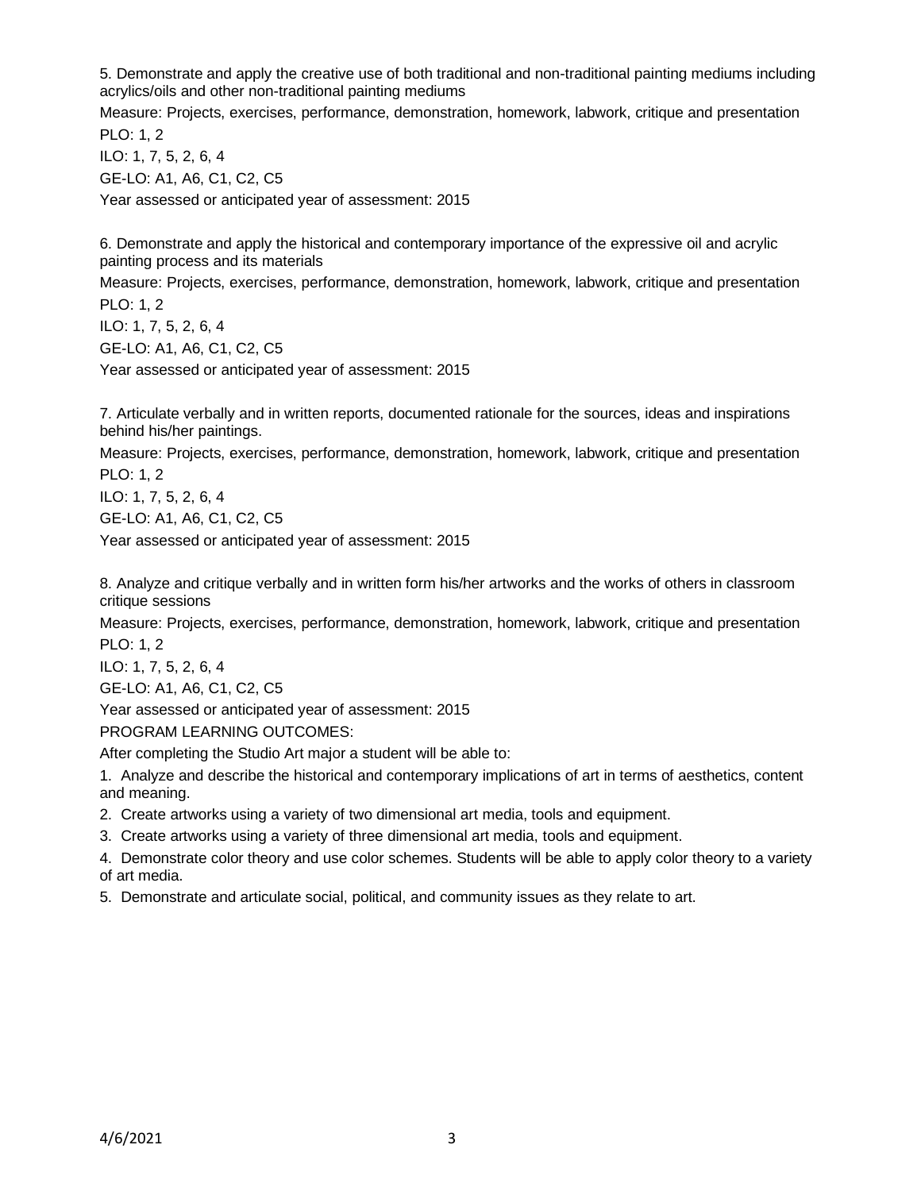5. Demonstrate and apply the creative use of both traditional and non-traditional painting mediums including acrylics/oils and other non-traditional painting mediums

Measure: Projects, exercises, performance, demonstration, homework, labwork, critique and presentation

PLO: 1, 2

ILO: 1, 7, 5, 2, 6, 4

GE-LO: A1, A6, C1, C2, C5

Year assessed or anticipated year of assessment: 2015

6. Demonstrate and apply the historical and contemporary importance of the expressive oil and acrylic painting process and its materials

Measure: Projects, exercises, performance, demonstration, homework, labwork, critique and presentation

PLO: 1, 2

ILO: 1, 7, 5, 2, 6, 4

GE-LO: A1, A6, C1, C2, C5

Year assessed or anticipated year of assessment: 2015

7. Articulate verbally and in written reports, documented rationale for the sources, ideas and inspirations behind his/her paintings.

Measure: Projects, exercises, performance, demonstration, homework, labwork, critique and presentation

PLO: 1, 2

ILO: 1, 7, 5, 2, 6, 4

GE-LO: A1, A6, C1, C2, C5

Year assessed or anticipated year of assessment: 2015

8. Analyze and critique verbally and in written form his/her artworks and the works of others in classroom critique sessions

Measure: Projects, exercises, performance, demonstration, homework, labwork, critique and presentation

PLO: 1, 2

ILO: 1, 7, 5, 2, 6, 4

GE-LO: A1, A6, C1, C2, C5

Year assessed or anticipated year of assessment: 2015

PROGRAM LEARNING OUTCOMES:

After completing the Studio Art major a student will be able to:

1. Analyze and describe the historical and contemporary implications of art in terms of aesthetics, content and meaning.
2. Create artworks using a variety of two dimensional art media, tools and equipment.
3. Create artworks using a variety of three dimensional art media, tools and equipment.
4. Demonstrate color theory and use color schemes. Students will be able to apply color theory to a variety of art media.
5. Demonstrate and articulate social, political, and community issues as they relate to art.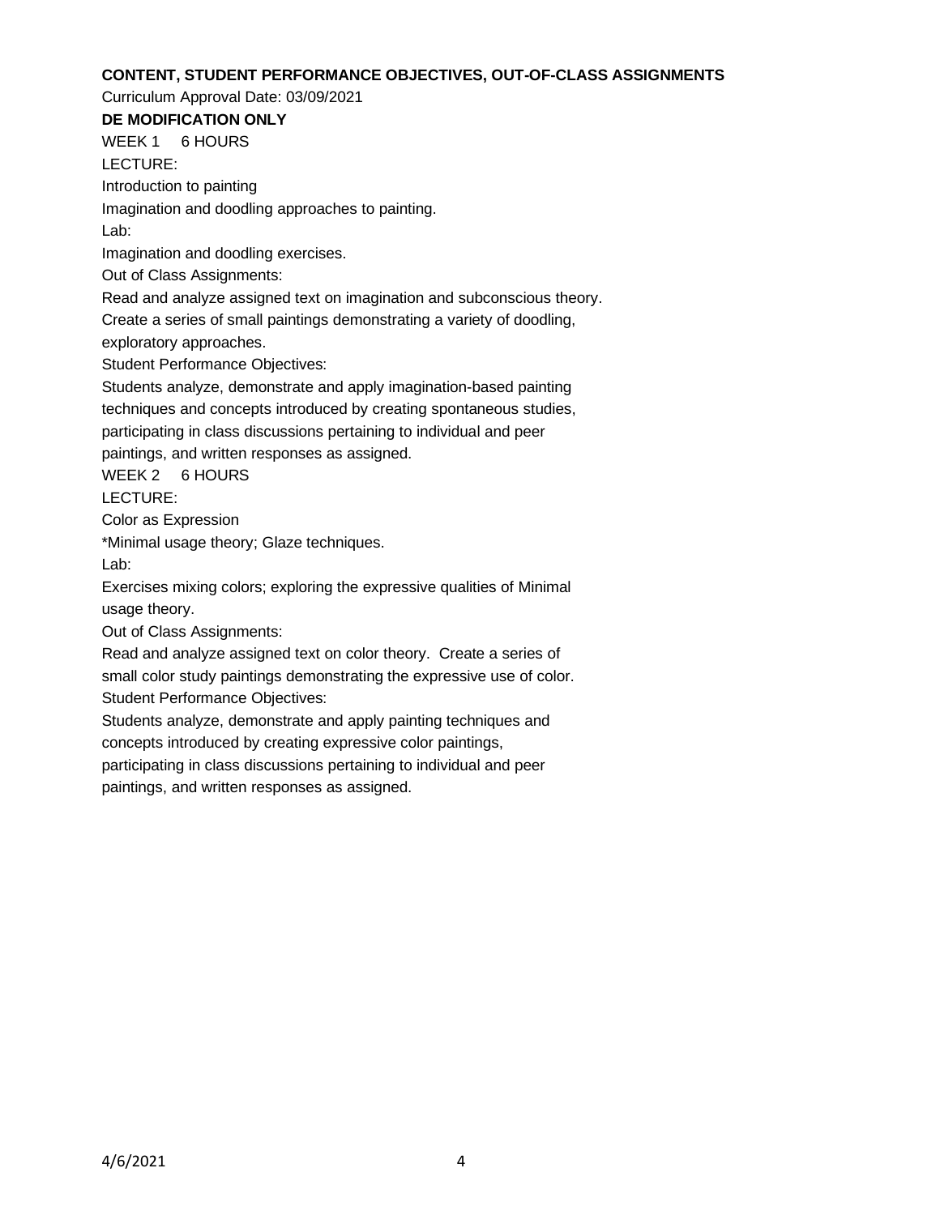**CONTENT, STUDENT PERFORMANCE OBJECTIVES, OUT-OF-CLASS ASSIGNMENTS**

Curriculum Approval Date: 03/09/2021

**DE MODIFICATION ONLY**

WEEK 1 6 HOURS

LECTURE:

Introduction to painting

Imagination and doodling approaches to painting.

Lab:

Imagination and doodling exercises.

Out of Class Assignments:

Read and analyze assigned text on imagination and subconscious theory.

Create a series of small paintings demonstrating a variety of doodling, exploratory approaches.

Student Performance Objectives:

Students analyze, demonstrate and apply imagination-based painting techniques and concepts introduced by creating spontaneous studies, participating in class discussions pertaining to individual and peer paintings, and written responses as assigned.

WEEK 2 6 HOURS

LECTURE:

Color as Expression

*Minimal usage theory; Glaze techniques.

Lab:

Exercises mixing colors; exploring the expressive qualities of Minimal usage theory.

Out of Class Assignments:

Read and analyze assigned text on color theory. Create a series of small color study paintings demonstrating the expressive use of color.

Student Performance Objectives:

Students analyze, demonstrate and apply painting techniques and concepts introduced by creating expressive color paintings, participating in class discussions pertaining to individual and peer paintings, and written responses as assigned.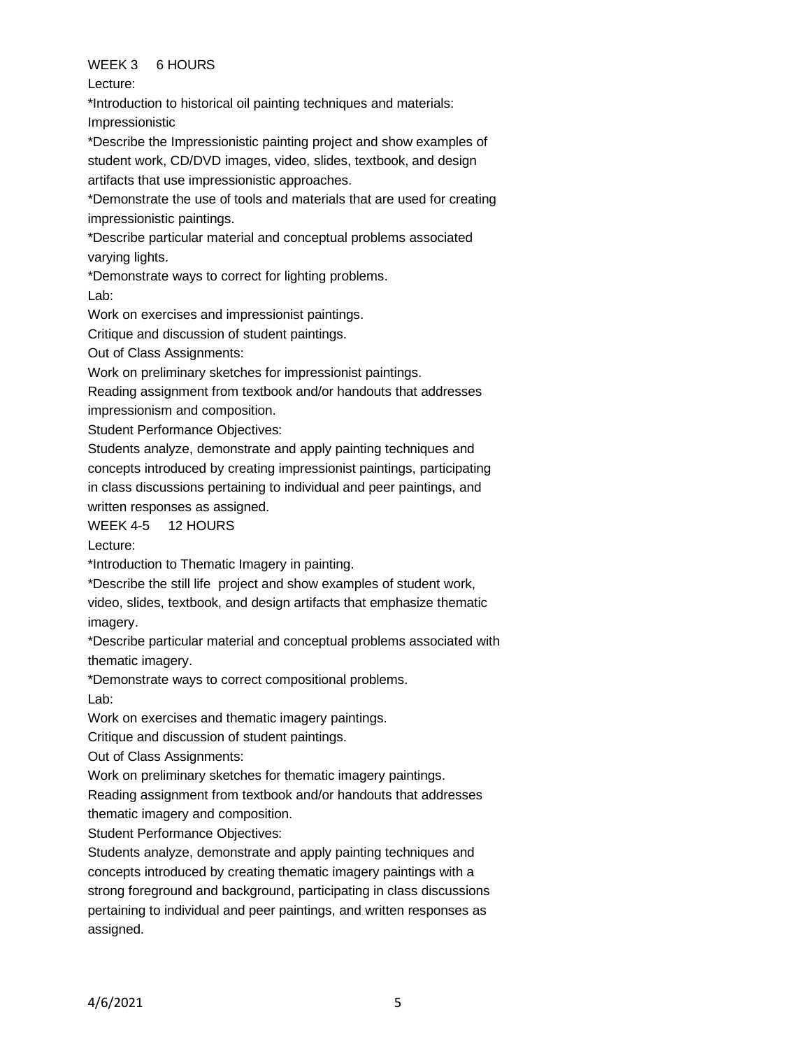WEEK 3 6 HOURS

Lecture:

*Introduction to historical oil painting techniques and materials: Impressionistic

*Describe the Impressionistic painting project and show examples of student work, CD/DVD images, video, slides, textbook, and design artifacts that use impressionistic approaches.

*Demonstrate the use of tools and materials that are used for creating impressionistic paintings.

*Describe particular material and conceptual problems associated varying lights.

*Demonstrate ways to correct for lighting problems.

Lab:

Work on exercises and impressionist paintings.

Critique and discussion of student paintings.

Out of Class Assignments:

Work on preliminary sketches for impressionist paintings.

Reading assignment from textbook and/or handouts that addresses impressionism and composition.

Student Performance Objectives:

Students analyze, demonstrate and apply painting techniques and concepts introduced by creating impressionist paintings, participating in class discussions pertaining to individual and peer paintings, and written responses as assigned.

WEEK 4-5 12 HOURS

Lecture:

*Introduction to Thematic Imagery in painting.

*Describe the still life project and show examples of student work, video, slides, textbook, and design artifacts that emphasize thematic imagery.

*Describe particular material and conceptual problems associated with thematic imagery.

*Demonstrate ways to correct compositional problems.

Lab:

Work on exercises and thematic imagery paintings.

Critique and discussion of student paintings.

Out of Class Assignments:

Work on preliminary sketches for thematic imagery paintings.

Reading assignment from textbook and/or handouts that addresses thematic imagery and composition.

Student Performance Objectives:

Students analyze, demonstrate and apply painting techniques and concepts introduced by creating thematic imagery paintings with a strong foreground and background, participating in class discussions pertaining to individual and peer paintings, and written responses as assigned.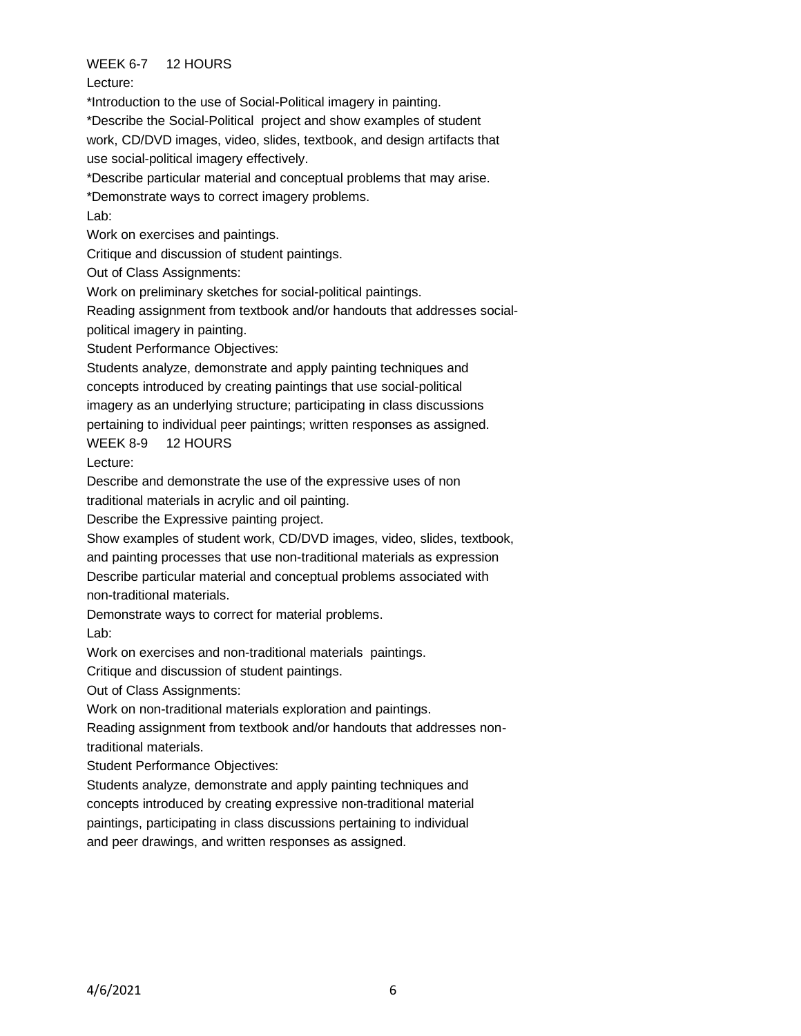WEEK 6-7 12 HOURS

Lecture:

*Introduction to the use of Social-Political imagery in painting.

*Describe the Social-Political project and show examples of student work, CD/DVD images, video, slides, textbook, and design artifacts that use social-political imagery effectively.

*Describe particular material and conceptual problems that may arise.

*Demonstrate ways to correct imagery problems.

Lab:

Work on exercises and paintings.

Critique and discussion of student paintings.

Out of Class Assignments:

Work on preliminary sketches for social-political paintings.

Reading assignment from textbook and/or handouts that addresses social-political imagery in painting.

Student Performance Objectives:

Students analyze, demonstrate and apply painting techniques and concepts introduced by creating paintings that use social-political imagery as an underlying structure; participating in class discussions pertaining to individual peer paintings; written responses as assigned.

WEEK 8-9 12 HOURS

Lecture:

Describe and demonstrate the use of the expressive uses of non traditional materials in acrylic and oil painting.

Describe the Expressive painting project.

Show examples of student work, CD/DVD images, video, slides, textbook, and painting processes that use non-traditional materials as expression

Describe particular material and conceptual problems associated with non-traditional materials.

Demonstrate ways to correct for material problems.

Lab:

Work on exercises and non-traditional materials paintings.

Critique and discussion of student paintings.

Out of Class Assignments:

Work on non-traditional materials exploration and paintings.

Reading assignment from textbook and/or handouts that addresses non-traditional materials.

Student Performance Objectives:

Students analyze, demonstrate and apply painting techniques and concepts introduced by creating expressive non-traditional material paintings, participating in class discussions pertaining to individual and peer drawings, and written responses as assigned.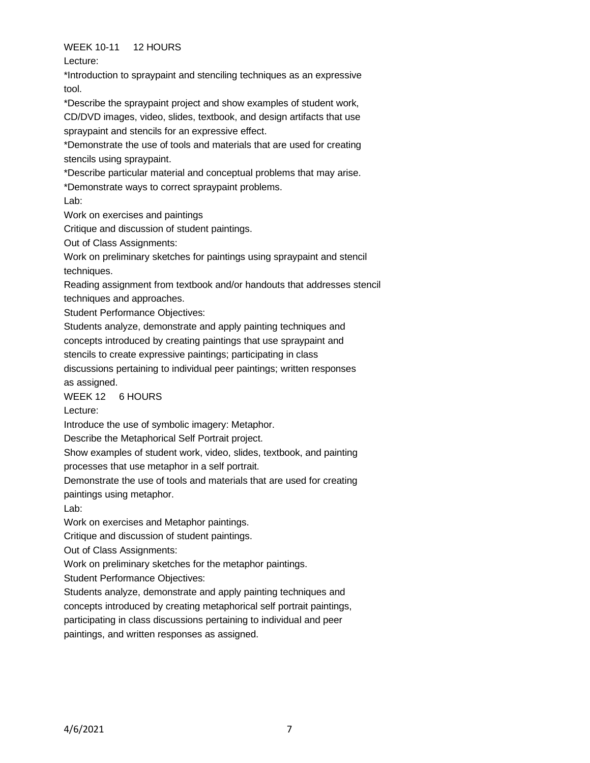WEEK 10-11 12 HOURS

Lecture:

*Introduction to spraypaint and stenciling techniques as an expressive tool.

*Describe the spraypaint project and show examples of student work, CD/DVD images, video, slides, textbook, and design artifacts that use spraypaint and stencils for an expressive effect.

*Demonstrate the use of tools and materials that are used for creating stencils using spraypaint.

*Describe particular material and conceptual problems that may arise.

*Demonstrate ways to correct spraypaint problems.

Lab:

Work on exercises and paintings

Critique and discussion of student paintings.

Out of Class Assignments:

Work on preliminary sketches for paintings using spraypaint and stencil techniques.

Reading assignment from textbook and/or handouts that addresses stencil techniques and approaches.

Student Performance Objectives:

Students analyze, demonstrate and apply painting techniques and concepts introduced by creating paintings that use spraypaint and stencils to create expressive paintings; participating in class discussions pertaining to individual peer paintings; written responses as assigned.

WEEK 12 6 HOURS

Lecture:

Introduce the use of symbolic imagery: Metaphor.

Describe the Metaphorical Self Portrait project.

Show examples of student work, video, slides, textbook, and painting processes that use metaphor in a self portrait.

Demonstrate the use of tools and materials that are used for creating paintings using metaphor.

Lab:

Work on exercises and Metaphor paintings.

Critique and discussion of student paintings.

Out of Class Assignments:

Work on preliminary sketches for the metaphor paintings.

Student Performance Objectives:

Students analyze, demonstrate and apply painting techniques and concepts introduced by creating metaphorical self portrait paintings, participating in class discussions pertaining to individual and peer paintings, and written responses as assigned.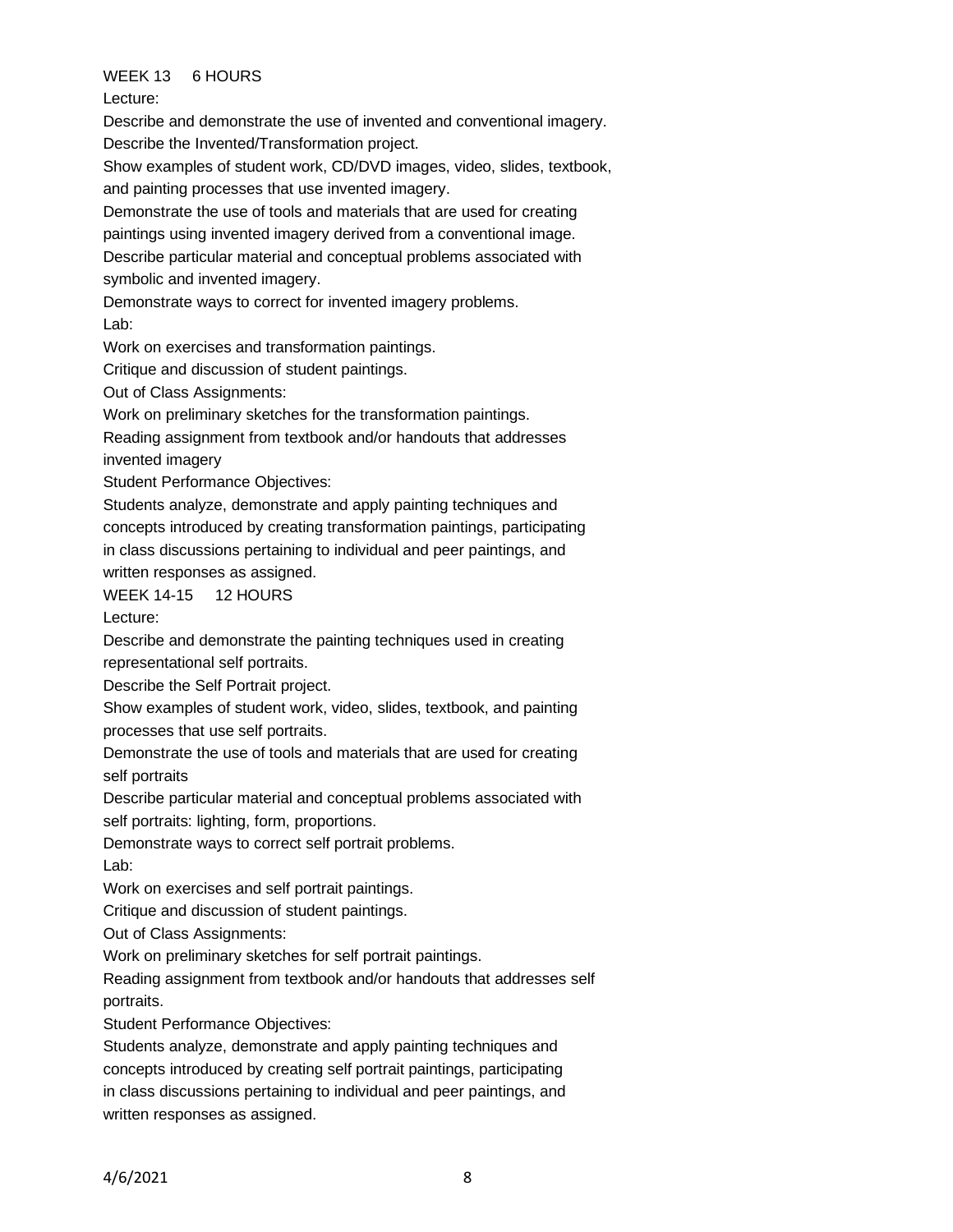WEEK 13 6 HOURS

Lecture:

Describe and demonstrate the use of invented and conventional imagery.

Describe the Invented/Transformation project.

Show examples of student work, CD/DVD images, video, slides, textbook, and painting processes that use invented imagery.

Demonstrate the use of tools and materials that are used for creating paintings using invented imagery derived from a conventional image.

Describe particular material and conceptual problems associated with symbolic and invented imagery.

Demonstrate ways to correct for invented imagery problems.

Lab:

Work on exercises and transformation paintings.

Critique and discussion of student paintings.

Out of Class Assignments:

Work on preliminary sketches for the transformation paintings.

Reading assignment from textbook and/or handouts that addresses invented imagery

Student Performance Objectives:

Students analyze, demonstrate and apply painting techniques and concepts introduced by creating transformation paintings, participating in class discussions pertaining to individual and peer paintings, and written responses as assigned.

WEEK 14-15 12 HOURS

Lecture:

Describe and demonstrate the painting techniques used in creating representational self portraits.

Describe the Self Portrait project.

Show examples of student work, video, slides, textbook, and painting processes that use self portraits.

Demonstrate the use of tools and materials that are used for creating self portraits

Describe particular material and conceptual problems associated with self portraits: lighting, form, proportions.

Demonstrate ways to correct self portrait problems.

Lab:

Work on exercises and self portrait paintings.

Critique and discussion of student paintings.

Out of Class Assignments:

Work on preliminary sketches for self portrait paintings.

Reading assignment from textbook and/or handouts that addresses self portraits.

Student Performance Objectives:

Students analyze, demonstrate and apply painting techniques and concepts introduced by creating self portrait paintings, participating in class discussions pertaining to individual and peer paintings, and written responses as assigned.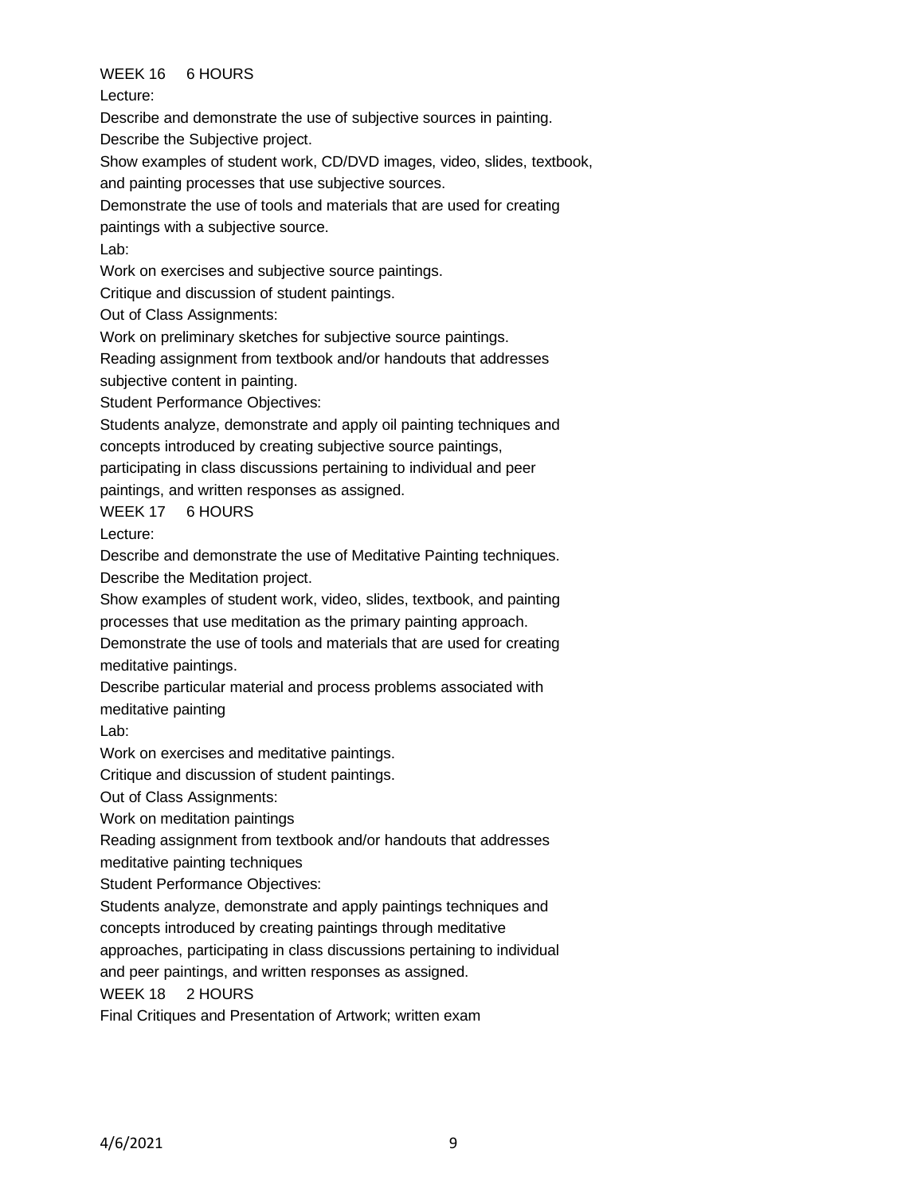WEEK 16 6 HOURS

Lecture:

Describe and demonstrate the use of subjective sources in painting.

Describe the Subjective project.

Show examples of student work, CD/DVD images, video, slides, textbook, and painting processes that use subjective sources.

Demonstrate the use of tools and materials that are used for creating paintings with a subjective source.

Lab:

Work on exercises and subjective source paintings.

Critique and discussion of student paintings.

Out of Class Assignments:

Work on preliminary sketches for subjective source paintings.

Reading assignment from textbook and/or handouts that addresses subjective content in painting.

Student Performance Objectives:

Students analyze, demonstrate and apply oil painting techniques and concepts introduced by creating subjective source paintings, participating in class discussions pertaining to individual and peer paintings, and written responses as assigned.

WEEK 17 6 HOURS

Lecture:

Describe and demonstrate the use of Meditative Painting techniques.

Describe the Meditation project.

Show examples of student work, video, slides, textbook, and painting processes that use meditation as the primary painting approach.

Demonstrate the use of tools and materials that are used for creating meditative paintings.

Describe particular material and process problems associated with meditative painting

Lab:

Work on exercises and meditative paintings.

Critique and discussion of student paintings.

Out of Class Assignments:

Work on meditation paintings

Reading assignment from textbook and/or handouts that addresses meditative painting techniques

Student Performance Objectives:

Students analyze, demonstrate and apply paintings techniques and concepts introduced by creating paintings through meditative approaches, participating in class discussions pertaining to individual and peer paintings, and written responses as assigned.

WEEK 18 2 HOURS

Final Critiques and Presentation of Artwork; written exam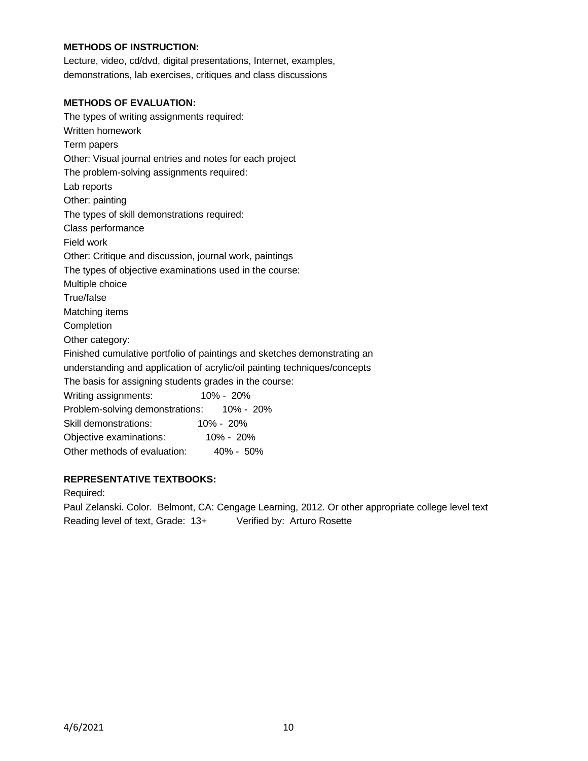**METHODS OF INSTRUCTION:**

Lecture, video, cd/dvd, digital presentations, Internet, examples, demonstrations, lab exercises, critiques and class discussions

**METHODS OF EVALUATION:**

The types of writing assignments required:
Written homework
Term papers
Other: Visual journal entries and notes for each project
The problem-solving assignments required:
Lab reports
Other: painting
The types of skill demonstrations required:
Class performance
Field work
Other: Critique and discussion, journal work, paintings
The types of objective examinations used in the course:
Multiple choice
True/false
Matching items
Completion
Other category:
Finished cumulative portfolio of paintings and sketches demonstrating an understanding and application of acrylic/oil painting techniques/concepts
The basis for assigning students grades in the course:
Writing assignments: 10% - 20%
Problem-solving demonstrations: 10% - 20%
Skill demonstrations: 10% - 20%
Objective examinations: 10% - 20%
Other methods of evaluation: 40% - 50%

**REPRESENTATIVE TEXTBOOKS:**

Required:
Paul Zelanski. Color. Belmont, CA: Cengage Learning, 2012. Or other appropriate college level text
Reading level of text, Grade: 13+ Verified by: Arturo Rosette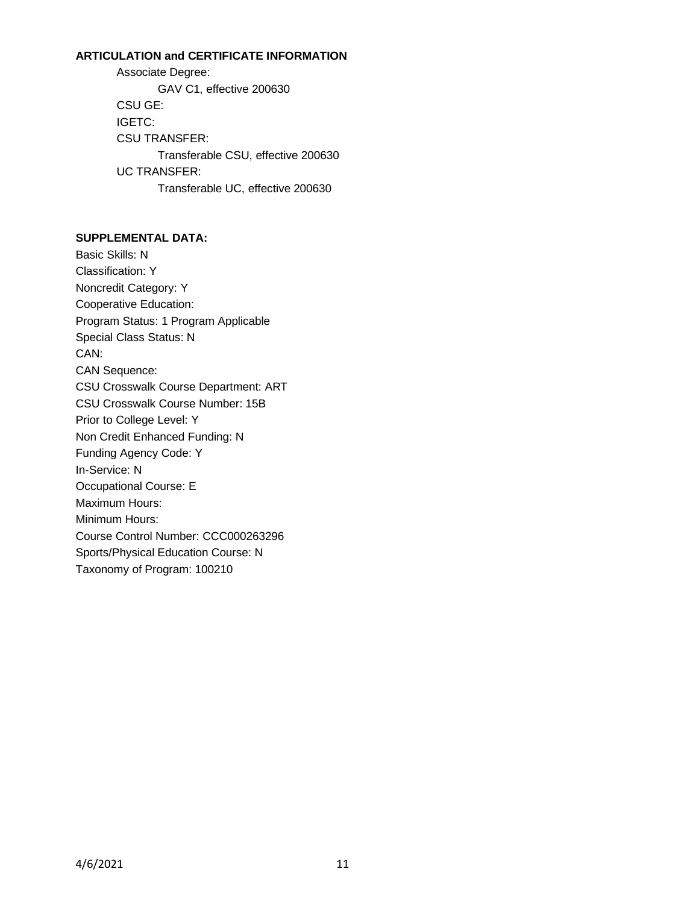**ARTICULATION and CERTIFICATE INFORMATION**

Associate Degree:

GAV C1, effective 200630

CSU GE:

IGETC:

CSU TRANSFER:

Transferable CSU, effective 200630

UC TRANSFER:

Transferable UC, effective 200630

**SUPPLEMENTAL DATA:**

Basic Skills: N
Classification: Y
Noncredit Category: Y
Cooperative Education:
Program Status: 1 Program Applicable
Special Class Status: N
CAN:
CAN Sequence:
CSU Crosswalk Course Department: ART
CSU Crosswalk Course Number: 15B
Prior to College Level: Y
Non Credit Enhanced Funding: N
Funding Agency Code: Y
In-Service: N
Occupational Course: E
Maximum Hours:
Minimum Hours:
Course Control Number: CCC000263296
Sports/Physical Education Course: N
Taxonomy of Program: 100210